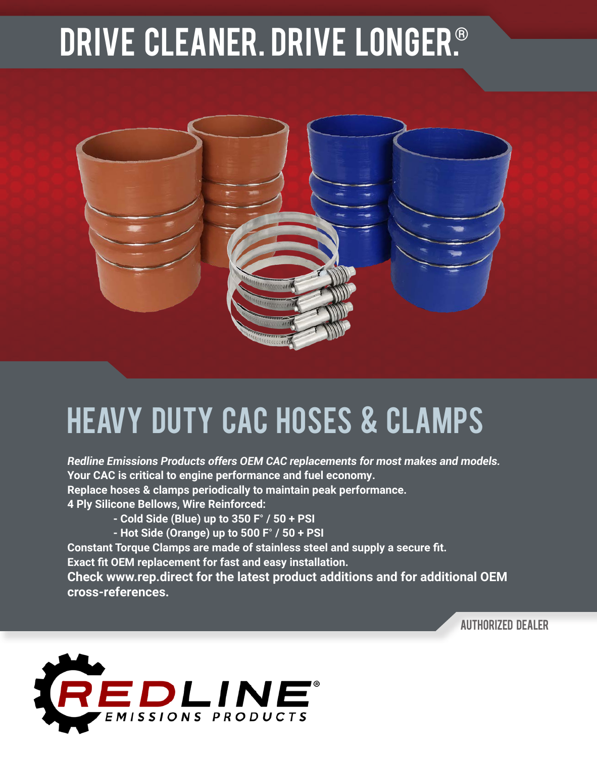# DRIVE CLEANER. DRIVE LONGER.®

## HEAVY DUTY CAC HOSES & CLAMPS

***Redline Emissions Products offers OEM CAC replacements for most makes and models.***
**Your CAC is critical to engine performance and fuel economy.**
**Replace hoses & clamps periodically to maintain peak performance.**
**4 Ply Silicone Bellows, Wire Reinforced:**

- **Cold Side (Blue) up to 350 F° / 50 + PSI**
- **Hot Side (Orange) up to 500 F° / 50 + PSI**

**Constant Torque Clamps are made of stainless steel and supply a secure fit.**
**Exact fit OEM replacement for fast and easy installation.**
**Check www.rep.direct for the latest product additions and for additional OEM cross-references.**

AUTHORIZED DEALER

REDLINE® EMISSIONS PRODUCTS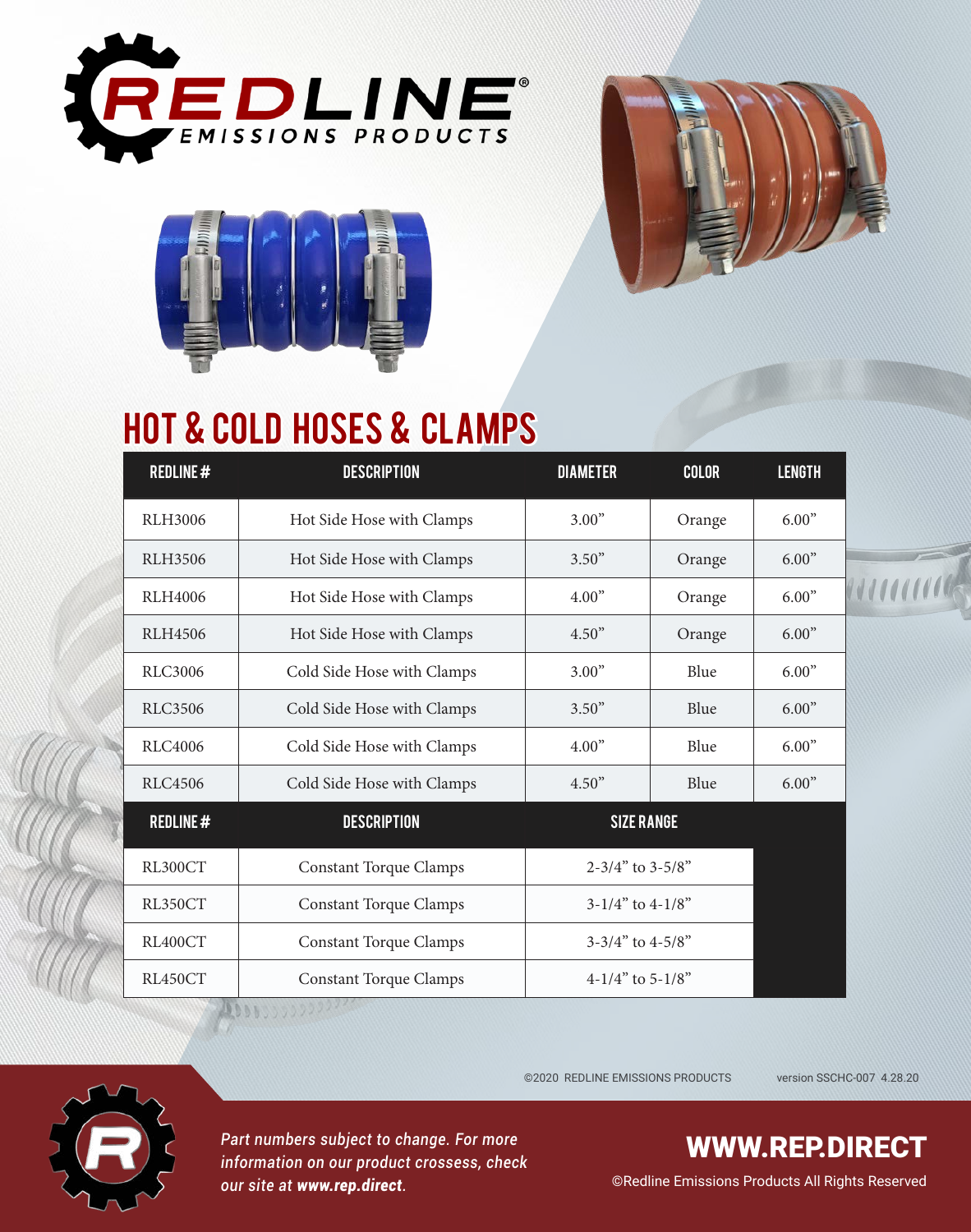# REDLINE® EMISSIONS PRODUCTS

## HOT & COLD HOSES & CLAMPS

| REDLINE # | DESCRIPTION | DIAMETER | COLOR | LENGTH |
|---|---|---|---|---|
| RLH3006 | Hot Side Hose with Clamps | 3.00" | Orange | 6.00" |
| RLH3506 | Hot Side Hose with Clamps | 3.50" | Orange | 6.00" |
| RLH4006 | Hot Side Hose with Clamps | 4.00" | Orange | 6.00" |
| RLH4506 | Hot Side Hose with Clamps | 4.50" | Orange | 6.00" |
| RLC3006 | Cold Side Hose with Clamps | 3.00" | Blue | 6.00" |
| RLC3506 | Cold Side Hose with Clamps | 3.50" | Blue | 6.00" |
| RLC4006 | Cold Side Hose with Clamps | 4.00" | Blue | 6.00" |
| RLC4506 | Cold Side Hose with Clamps | 4.50" | Blue | 6.00" |

| REDLINE # | DESCRIPTION | SIZE RANGE |
|---|---|---|
| RL300CT | Constant Torque Clamps | 2-3/4" to 3-5/8" |
| RL350CT | Constant Torque Clamps | 3-1/4" to 4-1/8" |
| RL400CT | Constant Torque Clamps | 3-3/4" to 4-5/8" |
| RL450CT | Constant Torque Clamps | 4-1/4" to 5-1/8" |

©2020 REDLINE EMISSIONS PRODUCTS version SSCHC-007 4.28.20

*Part numbers subject to change. For more information on our product crosses, check our site at* ***www.rep.direct****.*

**WWW.REP.DIRECT**

©Redline Emissions Products All Rights Reserved